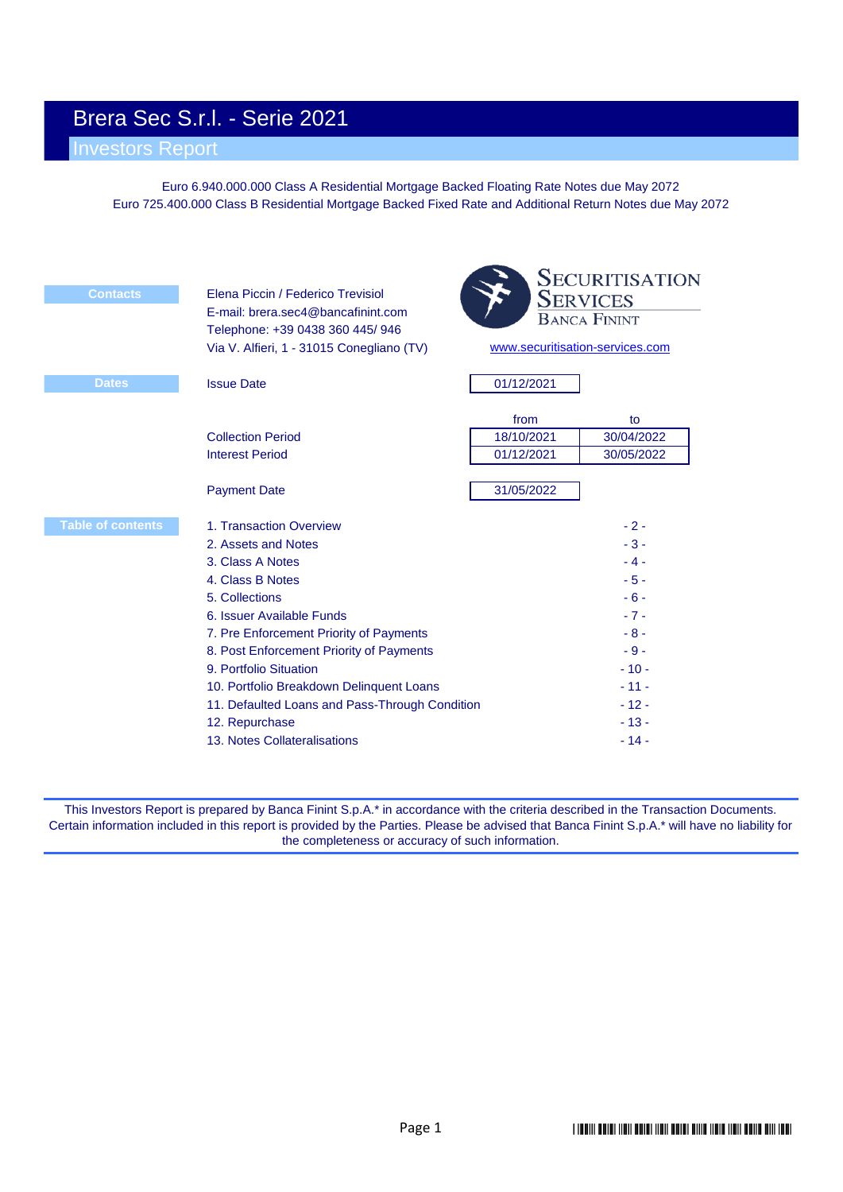# Brera Sec S.r.l. - Serie 2021

## Investors Report

Euro 6.940.000.000 Class A Residential Mortgage Backed Floating Rate Notes due May 2072
Euro 725.400.000 Class B Residential Mortgage Backed Fixed Rate and Additional Return Notes due May 2072

**Contacts**

Elena Piccin / Federico Trevisiol
E-mail: brera.sec4@bancafinint.com
Telephone: +39 0438 360 445/ 946
Via V. Alfieri, 1 - 31015 Conegliano (TV)

SECURITISATION SERVICES
BANCA FININT

www.securitisation-services.com

**Dates**

| | from | to |
|---|---|---|
| Issue Date | 01/12/2021 | |
| Collection Period | 18/10/2021 | 30/04/2022 |
| Interest Period | 01/12/2021 | 30/05/2022 |
| Payment Date | 31/05/2022 | |

**Table of contents**

| | |
|---|---|
| 1. Transaction Overview | - 2 - |
| 2. Assets and Notes | - 3 - |
| 3. Class A Notes | - 4 - |
| 4. Class B Notes | - 5 - |
| 5. Collections | - 6 - |
| 6. Issuer Available Funds | - 7 - |
| 7. Pre Enforcement Priority of Payments | - 8 - |
| 8. Post Enforcement Priority of Payments | - 9 - |
| 9. Portfolio Situation | - 10 - |
| 10. Portfolio Breakdown Delinquent Loans | - 11 - |
| 11. Defaulted Loans and Pass-Through Condition | - 12 - |
| 12. Repurchase | - 13 - |
| 13. Notes Collateralisations | - 14 - |

This Investors Report is prepared by Banca Finint S.p.A.* in accordance with the criteria described in the Transaction Documents. Certain information included in this report is provided by the Parties. Please be advised that Banca Finint S.p.A.* will have no liability for the completeness or accuracy of such information.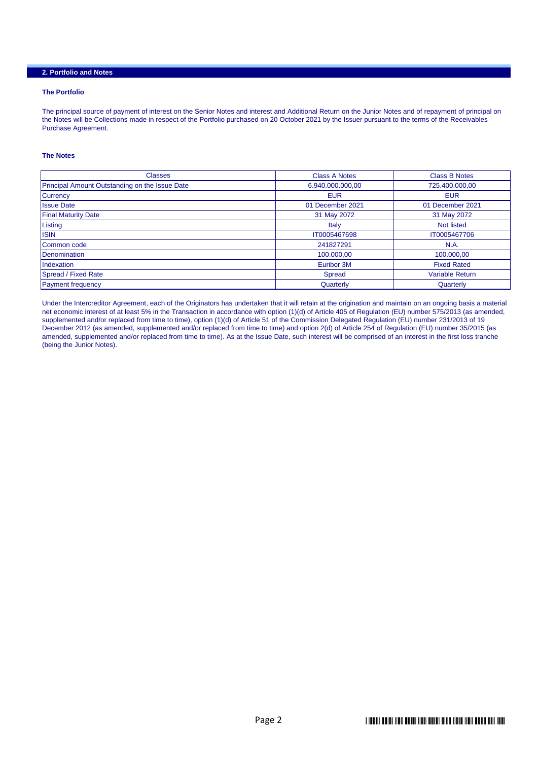## 2. Portfolio and Notes

### The Portfolio

The principal source of payment of interest on the Senior Notes and interest and Additional Return on the Junior Notes and of repayment of principal on the Notes will be Collections made in respect of the Portfolio purchased on 20 October 2021 by the Issuer pursuant to the terms of the Receivables Purchase Agreement.

### The Notes

| Classes | Class A Notes | Class B Notes |
|---|---|---|
| Principal Amount Outstanding on the Issue Date | 6.940.000.000,00 | 725.400.000,00 |
| Currency | EUR | EUR |
| Issue Date | 01 December 2021 | 01 December 2021 |
| Final Maturity Date | 31 May 2072 | 31 May 2072 |
| Listing | Italy | Not listed |
| ISIN | IT0005467698 | IT0005467706 |
| Common code | 241827291 | N.A. |
| Denomination | 100.000,00 | 100.000,00 |
| Indexation | Euribor 3M | Fixed Rated |
| Spread / Fixed Rate | Spread | Variable Return |
| Payment frequency | Quarterly | Quarterly |

Under the Intercreditor Agreement, each of the Originators has undertaken that it will retain at the origination and maintain on an ongoing basis a material net economic interest of at least 5% in the Transaction in accordance with option (1)(d) of Article 405 of Regulation (EU) number 575/2013 (as amended, supplemented and/or replaced from time to time), option (1)(d) of Article 51 of the Commission Delegated Regulation (EU) number 231/2013 of 19 December 2012 (as amended, supplemented and/or replaced from time to time) and option 2(d) of Article 254 of Regulation (EU) number 35/2015 (as amended, supplemented and/or replaced from time to time). As at the Issue Date, such interest will be comprised of an interest in the first loss tranche (being the Junior Notes).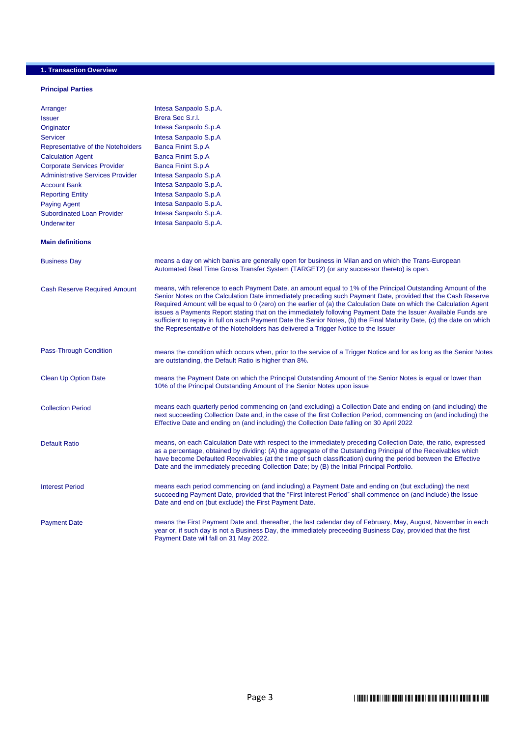## 1. Transaction Overview

### Principal Parties

| | |
|---|---|
| Arranger | Intesa Sanpaolo S.p.A. |
| Issuer | Brera Sec S.r.l. |
| Originator | Intesa Sanpaolo S.p.A |
| Servicer | Intesa Sanpaolo S.p.A |
| Representative of the Noteholders | Banca Finint S.p.A |
| Calculation Agent | Banca Finint S.p.A |
| Corporate Services Provider | Banca Finint S.p.A |
| Administrative Services Provider | Intesa Sanpaolo S.p.A |
| Account Bank | Intesa Sanpaolo S.p.A. |
| Reporting Entity | Intesa Sanpaolo S.p.A |
| Paying Agent | Intesa Sanpaolo S.p.A. |
| Subordinated Loan Provider | Intesa Sanpaolo S.p.A. |
| Underwriter | Intesa Sanpaolo S.p.A. |

### Main definitions

| | |
|---|---|
| Business Day | means a day on which banks are generally open for business in Milan and on which the Trans-European Automated Real Time Gross Transfer System (TARGET2) (or any successor thereto) is open. |
| Cash Reserve Required Amount | means, with reference to each Payment Date, an amount equal to 1% of the Principal Outstanding Amount of the Senior Notes on the Calculation Date immediately preceding such Payment Date, provided that the Cash Reserve Required Amount will be equal to 0 (zero) on the earlier of (a) the Calculation Date on which the Calculation Agent issues a Payments Report stating that on the immediately following Payment Date the Issuer Available Funds are sufficient to repay in full on such Payment Date the Senior Notes, (b) the Final Maturity Date, (c) the date on which the Representative of the Noteholders has delivered a Trigger Notice to the Issuer |
| Pass-Through Condition | means the condition which occurs when, prior to the service of a Trigger Notice and for as long as the Senior Notes are outstanding, the Default Ratio is higher than 8%. |
| Clean Up Option Date | means the Payment Date on which the Principal Outstanding Amount of the Senior Notes is equal or lower than 10% of the Principal Outstanding Amount of the Senior Notes upon issue |
| Collection Period | means each quarterly period commencing on (and excluding) a Collection Date and ending on (and including) the next succeeding Collection Date and, in the case of the first Collection Period, commencing on (and including) the Effective Date and ending on (and including) the Collection Date falling on 30 April 2022 |
| Default Ratio | means, on each Calculation Date with respect to the immediately preceding Collection Date, the ratio, expressed as a percentage, obtained by dividing: (A) the aggregate of the Outstanding Principal of the Receivables which have become Defaulted Receivables (at the time of such classification) during the period between the Effective Date and the immediately preceding Collection Date; by (B) the Initial Principal Portfolio. |
| Interest Period | means each period commencing on (and including) a Payment Date and ending on (but excluding) the next succeeding Payment Date, provided that the “First Interest Period” shall commence on (and include) the Issue Date and end on (but exclude) the First Payment Date. |
| Payment Date | means the First Payment Date and, thereafter, the last calendar day of February, May, August, November in each year or, if such day is not a Business Day, the immediately preceeding Business Day, provided that the first Payment Date will fall on 31 May 2022. |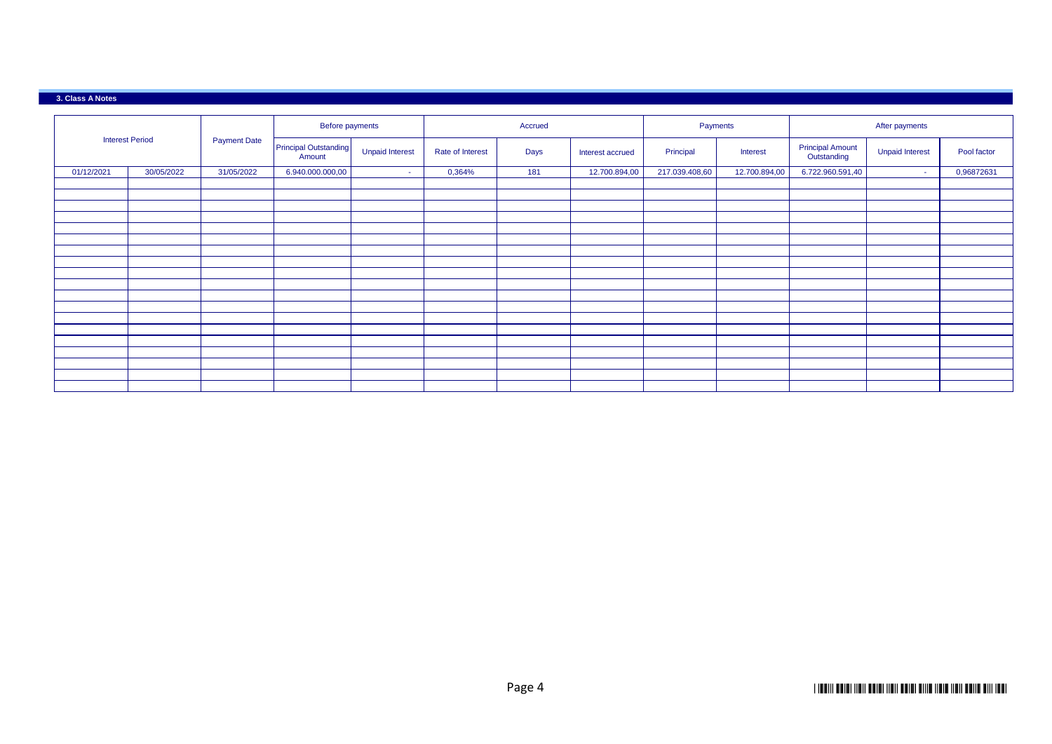### 3. Class A Notes

| Interest Period | | Payment Date | Before payments | | Accrued | | | Payments | | After payments | | |
|---|---|---|---|---|---|---|---|---|---|---|---|---|
| | | | Principal Outstanding Amount | Unpaid Interest | Rate of Interest | Days | Interest accrued | Principal | Interest | Principal Amount Outstanding | Unpaid Interest | Pool factor |
| 01/12/2021 | 30/05/2022 | 31/05/2022 | 6.940.000.000,00 | - | 0,364% | 181 | 12.700.894,00 | 217.039.408,60 | 12.700.894,00 | 6.722.960.591,40 | - | 0,96872631 |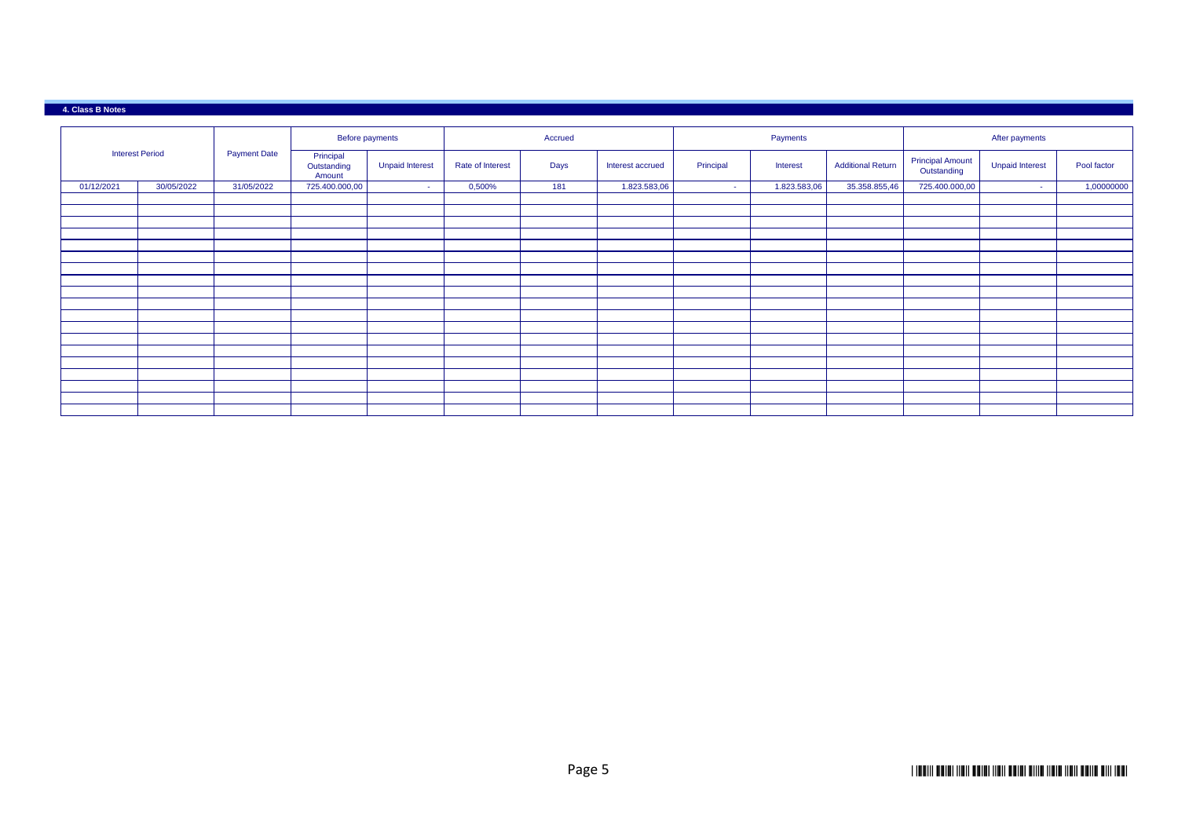## 4. Class B Notes

| Interest Period | | Payment Date | Before payments | | Accrued | | | Payments | | | After payments | | |
|---|---|---|---|---|---|---|---|---|---|---|---|---|---|
| | | | Principal Outstanding Amount | Unpaid Interest | Rate of Interest | Days | Interest accrued | Principal | Interest | Additional Return | Principal Amount Outstanding | Unpaid Interest | Pool factor |
| 01/12/2021 | 30/05/2022 | 31/05/2022 | 725.400.000,00 | - | 0,500% | 181 | 1.823.583,06 | - | 1.823.583,06 | 35.358.855,46 | 725.400.000,00 | - | 1,00000000 |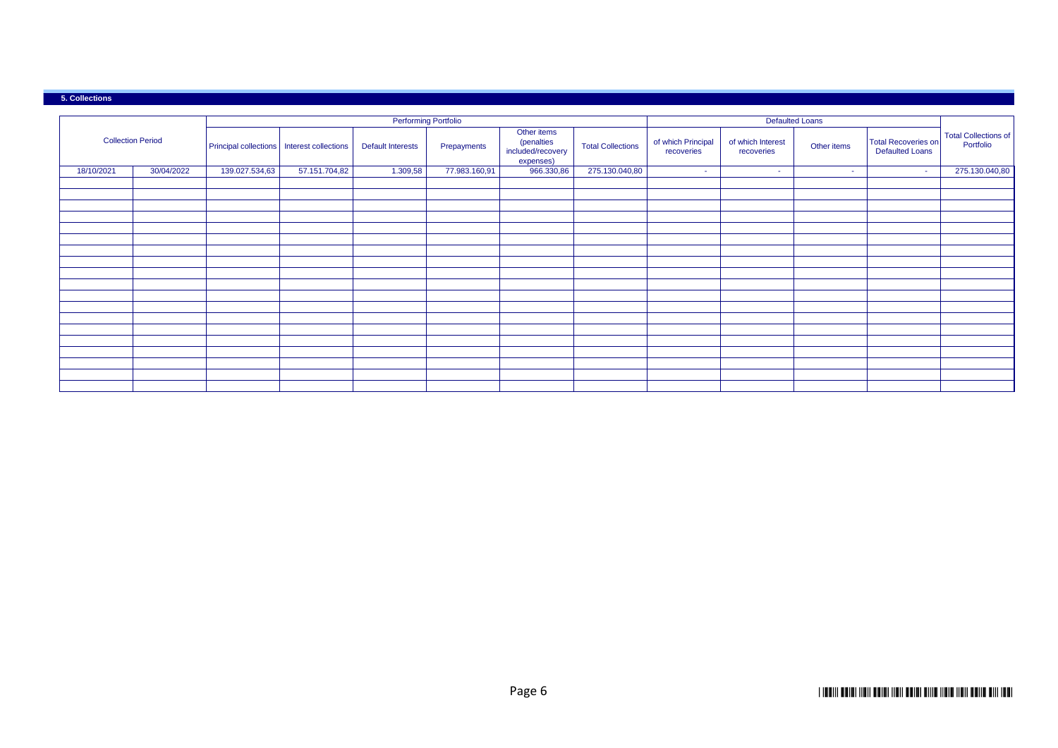## 5. Collections

| Collection Period | | Performing Portfolio | | | | | | Defaulted Loans | | | | Total Collections of Portfolio |
|---|---|---|---|---|---|---|---|---|---|---|---|---|
| | | Principal collections | Interest collections | Default Interests | Prepayments | Other items (penalties included/recovery expenses) | Total Collections | of which Principal recoveries | of which Interest recoveries | Other items | Total Recoveries on Defaulted Loans | |
| 18/10/2021 | 30/04/2022 | 139.027.534,63 | 57.151.704,82 | 1.309,58 | 77.983.160,91 | 966.330,86 | 275.130.040,80 | - | - | - | - | 275.130.040,80 |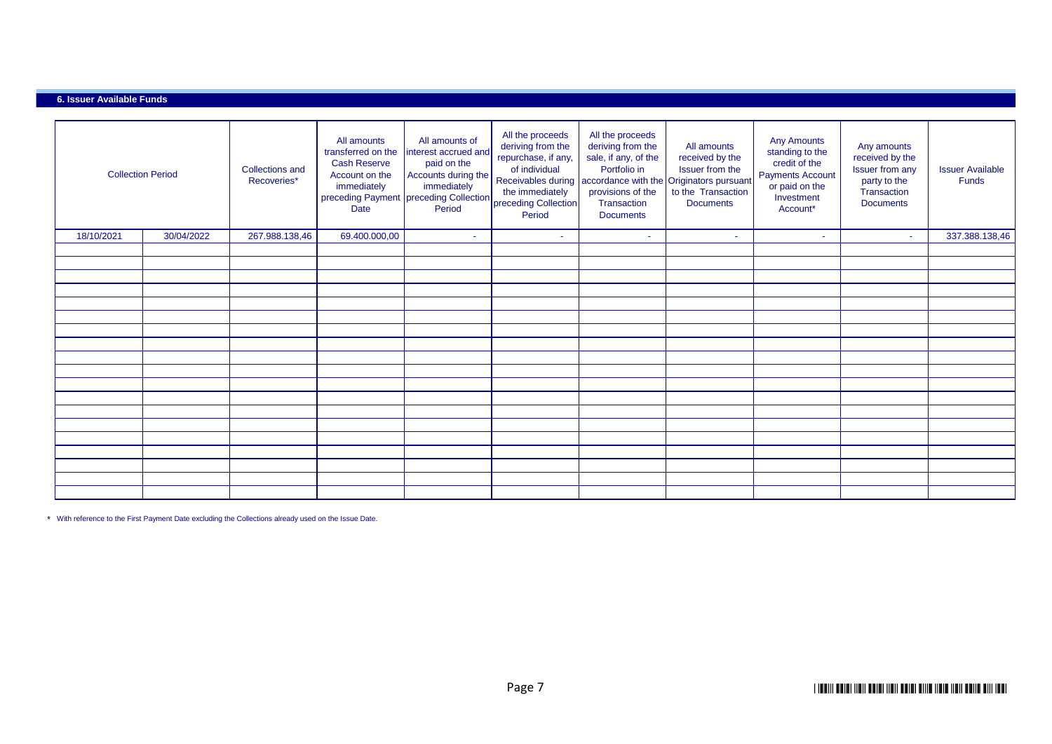## 6. Issuer Available Funds

| Collection Period | | Collections and Recoveries* | All amounts transferred on the Cash Reserve Account on the immediately preceding Payment Date | All amounts of interest accrued and paid on the Accounts during the immediately preceding Collection Period | All the proceeds deriving from the repurchase, if any, of individual Receivables during the immediately preceding Collection Period | All the proceeds deriving from the sale, if any, of the Portfolio in accordance with the provisions of the Transaction Documents | All amounts received by the Issuer from the Originators pursuant to the Transaction Documents | Any Amounts standing to the credit of the Payments Account or paid on the Investment Account* | Any amounts received by the Issuer from any party to the Transaction Documents | Issuer Available Funds |
|---|---|---|---|---|---|---|---|---|---|---|
| 18/10/2021 | 30/04/2022 | 267.988.138,46 | 69.400.000,00 | - | - | - | - | - | - | 337.388.138,46 |
| | | | | | | | | | | |
| | | | | | | | | | | |
| | | | | | | | | | | |
| | | | | | | | | | | |
| | | | | | | | | | | |
| | | | | | | | | | | |
| | | | | | | | | | | |
| | | | | | | | | | | |
| | | | | | | | | | | |
| | | | | | | | | | | |
| | | | | | | | | | | |
| | | | | | | | | | | |
| | | | | | | | | | | |
| | | | | | | | | | | |
| | | | | | | | | | | |
| | | | | | | | | | | |
| | | | | | | | | | | |
| | | | | | | | | | | |
| | | | | | | | | | | |

* With reference to the First Payment Date excluding the Collections already used on the Issue Date.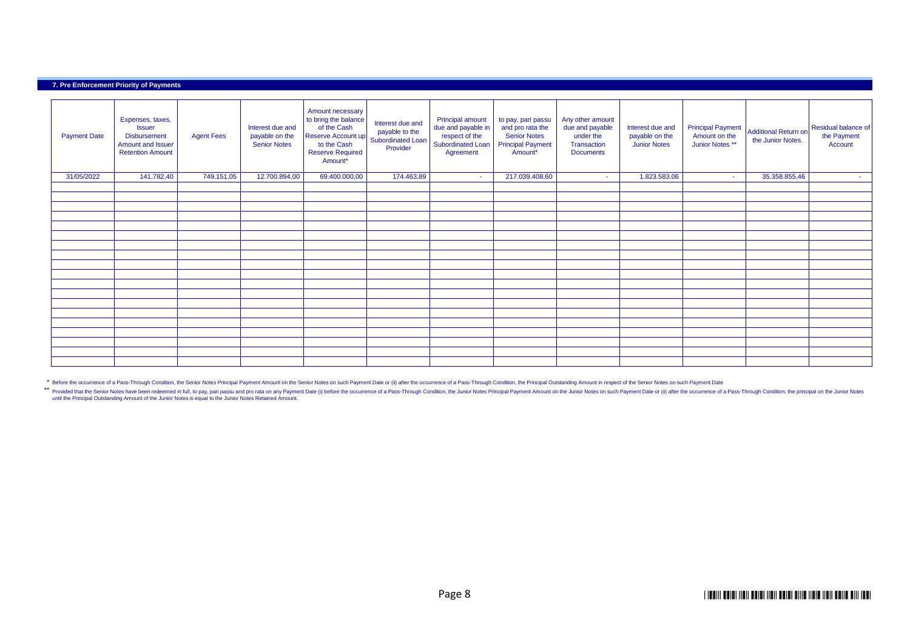## 7. Pre Enforcement Priority of Payments

| Payment Date | Expenses, taxes, Issuer Disbursement Amount and Issuer Retention Amount | Agent Fees | Interest due and payable on the Senior Notes | Amount necessary to bring the balance of the Cash Reserve Account up to the Cash Reserve Required Amount* | Interest due and payable to the Subordinated Loan Provider | Principal amount due and payable in respect of the Subordinated Loan Agreement | to pay, pari passu and pro rata the Senior Notes Principal Payment Amount* | Any other amount due and payable under the Transaction Documents | Interest due and payable on the Junior Notes | Principal Payment Amount on the Junior Notes ** | Additional Return on the Junior Notes. | Residual balance of the Payment Account |
|---|---|---|---|---|---|---|---|---|---|---|---|---|
| 31/05/2022 | 141.782,40 | 749.151,05 | 12.700.894,00 | 69.400.000,00 | 174.463,89 | - | 217.039.408,60 | - | 1.823.583,06 | - | 35.358.855,46 | - |

\* Before the occurrence of a Pass-Through Condition, the Senior Notes Principal Payment Amount on the Senior Notes on such Payment Date or (ii) after the occurrence of a Pass-Through Condition, the Principal Outstanding Amount in respect of the Senior Notes on such Payment Date

\*\* Provided that the Senior Notes have been redeemed in full, to pay, pari passu and pro rata on any Payment Date (i) before the occurrence of a Pass-Through Condition, the Junior Notes Principal Payment Amount on the Junior Notes on such Payment Date or (ii) after the occurrence of a Pass-Through Condition, the principal on the Junior Notes until the Principal Outstanding Amount of the Junior Notes is equal to the Junior Notes Retained Amount.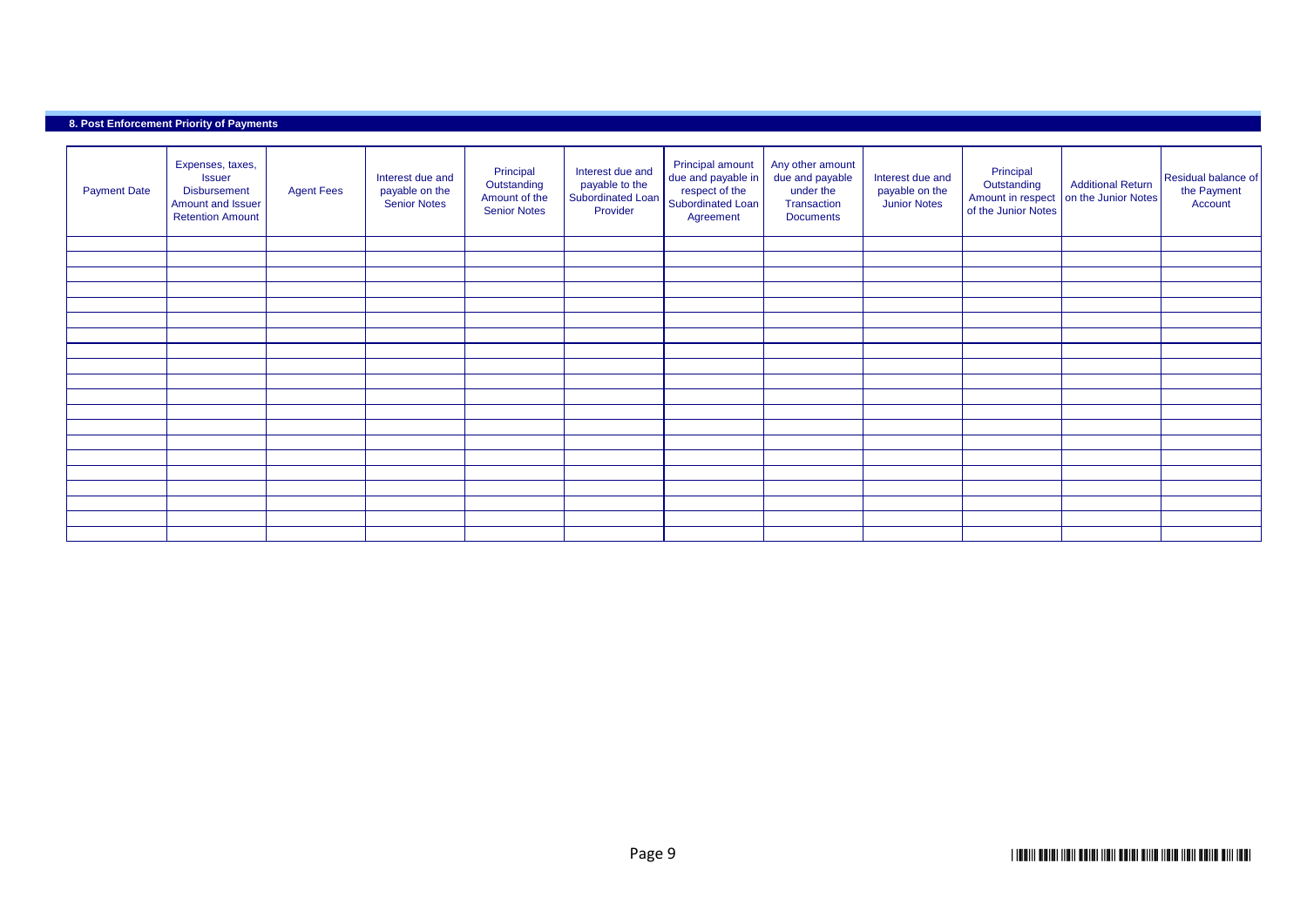## 8. Post Enforcement Priority of Payments

| Payment Date | Expenses, taxes, Issuer Disbursement Amount and Issuer Retention Amount | Agent Fees | Interest due and payable on the Senior Notes | Principal Outstanding Amount of the Senior Notes | Interest due and payable to the Subordinated Loan Provider | Principal amount due and payable in respect of the Subordinated Loan Agreement | Any other amount due and payable under the Transaction Documents | Interest due and payable on the Junior Notes | Principal Outstanding Amount in respect of the Junior Notes | Additional Return on the Junior Notes | Residual balance of the Payment Account |
|---|---|---|---|---|---|---|---|---|---|---|---|
| | | | | | | | | | | | |
| | | | | | | | | | | | |
| | | | | | | | | | | | |
| | | | | | | | | | | | |
| | | | | | | | | | | | |
| | | | | | | | | | | | |
| | | | | | | | | | | | |
| | | | | | | | | | | | |
| | | | | | | | | | | | |
| | | | | | | | | | | | |
| | | | | | | | | | | | |
| | | | | | | | | | | | |
| | | | | | | | | | | | |
| | | | | | | | | | | | |
| | | | | | | | | | | | |
| | | | | | | | | | | | |
| | | | | | | | | | | | |
| | | | | | | | | | | | |
| | | | | | | | | | | | |
| | | | | | | | | | | | |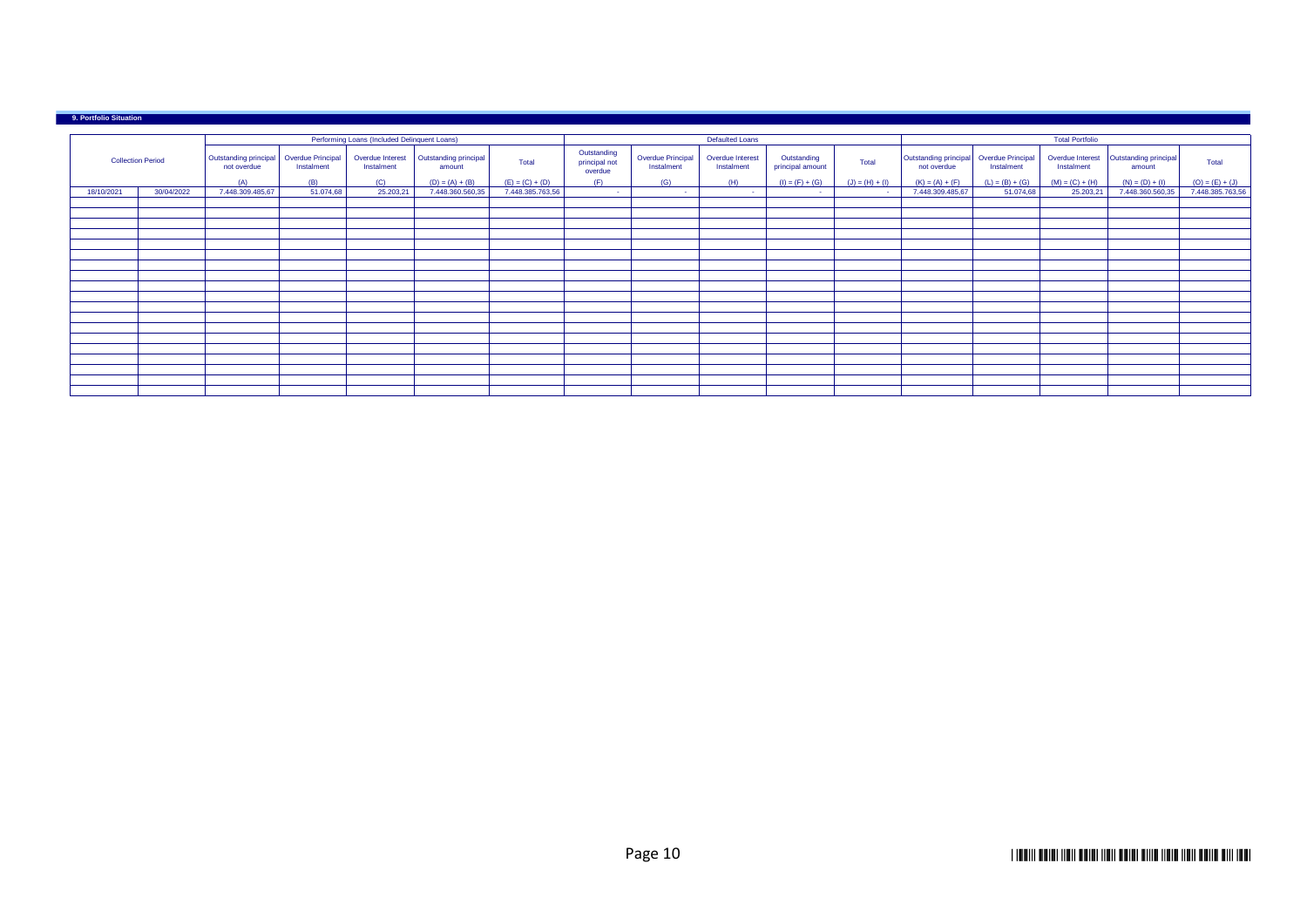## 9. Portfolio Situation

| Collection Period | | Performing Loans (Included Delinquent Loans) | | | | | Defaulted Loans | | | | | Total Portfolio | | | | |
|---|---|---|---|---|---|---|---|---|---|---|---|---|---|---|---|---|
| | | Outstanding principal not overdue | Overdue Principal Instalment | Overdue Interest Instalment | Outstanding principal amount | Total | Outstanding principal not overdue | Overdue Principal Instalment | Overdue Interest Instalment | Outstanding principal amount | Total | Outstanding principal not overdue | Overdue Principal Instalment | Overdue Interest Instalment | Outstanding principal amount | Total |
| | | (A) | (B) | (C) | (D) = (A) + (B) | (E) = (C) + (D) | (F) | (G) | (H) | (I) = (F) + (G) | (J) = (H) + (I) | (K) = (A) + (F) | (L) = (B) + (G) | (M) = (C) + (H) | (N) = (D) + (I) | (O) = (E) + (J) |
| 18/10/2021 | 30/04/2022 | 7.448.309.485,67 | 51.074,68 | 25.203,21 | 7.448.360.560,35 | 7.448.385.763,56 | - | - | - | - | - | 7.448.309.485,67 | 51.074,68 | 25.203,21 | 7.448.360.560,35 | 7.448.385.763,56 |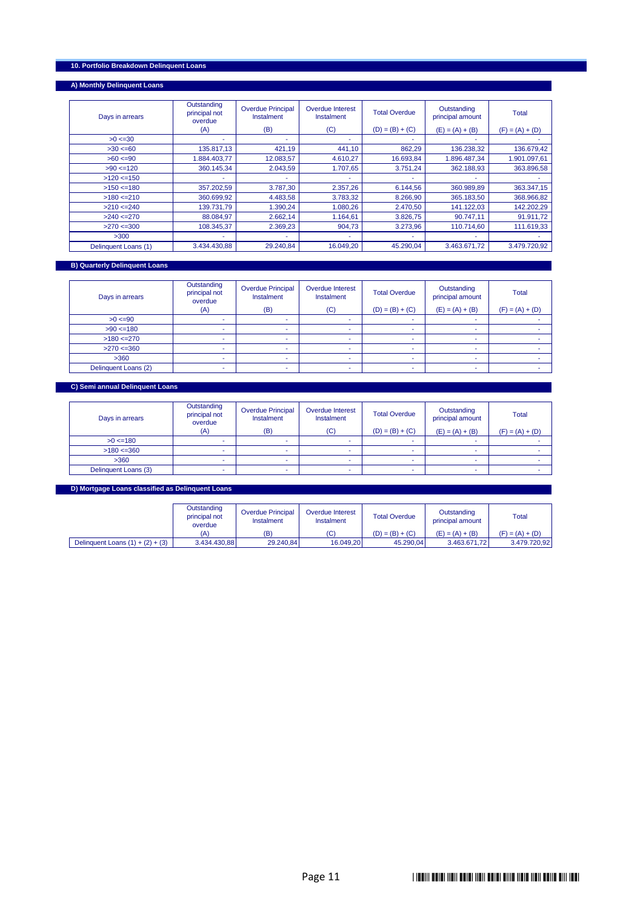## 10. Portfolio Breakdown Delinquent Loans

### A) Monthly Delinquent Loans

| Days in arrears | Outstanding principal not overdue (A) | Overdue Principal Instalment (B) | Overdue Interest Instalment (C) | Total Overdue (D) = (B) + (C) | Outstanding principal amount (E) = (A) + (B) | Total (F) = (A) + (D) |
|---|---|---|---|---|---|---|
| >0 <=30 | - | - | - | - | - | - |
| >30 <=60 | 135.817,13 | 421,19 | 441,10 | 862,29 | 136.238,32 | 136.679,42 |
| >60 <=90 | 1.884.403,77 | 12.083,57 | 4.610,27 | 16.693,84 | 1.896.487,34 | 1.901.097,61 |
| >90 <=120 | 360.145,34 | 2.043,59 | 1.707,65 | 3.751,24 | 362.188,93 | 363.896,58 |
| >120 <=150 | - | - | - | - | - | - |
| >150 <=180 | 357.202,59 | 3.787,30 | 2.357,26 | 6.144,56 | 360.989,89 | 363.347,15 |
| >180 <=210 | 360.699,92 | 4.483,58 | 3.783,32 | 8.266,90 | 365.183,50 | 368.966,82 |
| >210 <=240 | 139.731,79 | 1.390,24 | 1.080,26 | 2.470,50 | 141.122,03 | 142.202,29 |
| >240 <=270 | 88.084,97 | 2.662,14 | 1.164,61 | 3.826,75 | 90.747,11 | 91.911,72 |
| >270 <=300 | 108.345,37 | 2.369,23 | 904,73 | 3.273,96 | 110.714,60 | 111.619,33 |
| >300 | - | - | - | - | - | - |
| Delinquent Loans (1) | 3.434.430,88 | 29.240,84 | 16.049,20 | 45.290,04 | 3.463.671,72 | 3.479.720,92 |

### B) Quarterly Delinquent Loans

| Days in arrears | Outstanding principal not overdue (A) | Overdue Principal Instalment (B) | Overdue Interest Instalment (C) | Total Overdue (D) = (B) + (C) | Outstanding principal amount (E) = (A) + (B) | Total (F) = (A) + (D) |
|---|---|---|---|---|---|---|
| >0 <=90 | - | - | - | - | - | - |
| >90 <=180 | - | - | - | - | - | - |
| >180 <=270 | - | - | - | - | - | - |
| >270 <=360 | - | - | - | - | - | - |
| >360 | - | - | - | - | - | - |
| Delinquent Loans (2) | - | - | - | - | - | - |

### C) Semi annual Delinquent Loans

| Days in arrears | Outstanding principal not overdue (A) | Overdue Principal Instalment (B) | Overdue Interest Instalment (C) | Total Overdue (D) = (B) + (C) | Outstanding principal amount (E) = (A) + (B) | Total (F) = (A) + (D) |
|---|---|---|---|---|---|---|
| >0 <=180 | - | - | - | - | - | - |
| >180 <=360 | - | - | - | - | - | - |
| >360 | - | - | - | - | - | - |
| Delinquent Loans (3) | - | - | - | - | - | - |

### D) Mortgage Loans classified as Delinquent Loans

| | Outstanding principal not overdue (A) | Overdue Principal Instalment (B) | Overdue Interest Instalment (C) | Total Overdue (D) = (B) + (C) | Outstanding principal amount (E) = (A) + (B) | Total (F) = (A) + (D) |
|---|---|---|---|---|---|---|
| Delinquent Loans (1) + (2) + (3) | 3.434.430,88 | 29.240,84 | 16.049,20 | 45.290,04 | 3.463.671,72 | 3.479.720,92 |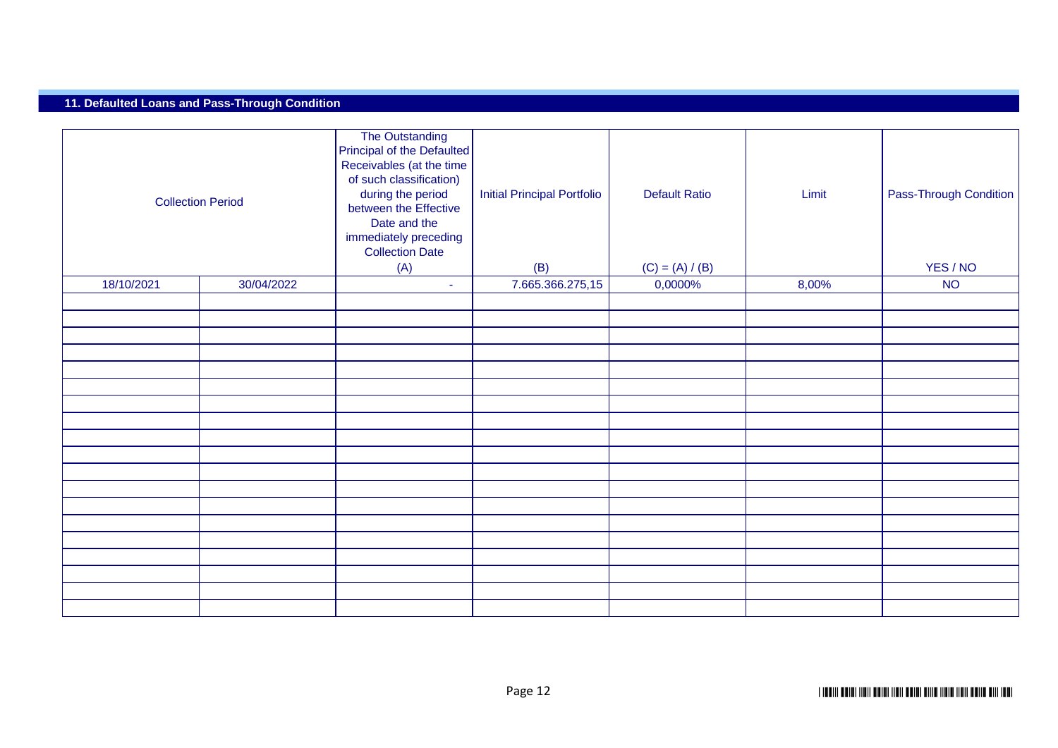## 11. Defaulted Loans and Pass-Through Condition

| Collection Period | | The Outstanding Principal of the Defaulted Receivables (at the time of such classification) during the period between the Effective Date and the immediately preceding Collection Date<br>(A) | Initial Principal Portfolio<br>(B) | Default Ratio<br>(C) = (A) / (B) | Limit | Pass-Through Condition<br>YES / NO |
|---|---|---|---|---|---|---|
| 18/10/2021 | 30/04/2022 | - | 7.665.366.275,15 | 0,0000% | 8,00% | NO |
| | | | | | | |
| | | | | | | |
| | | | | | | |
| | | | | | | |
| | | | | | | |
| | | | | | | |
| | | | | | | |
| | | | | | | |
| | | | | | | |
| | | | | | | |
| | | | | | | |
| | | | | | | |
| | | | | | | |
| | | | | | | |
| | | | | | | |
| | | | | | | |
| | | | | | | |
| | | | | | | |
| | | | | | | |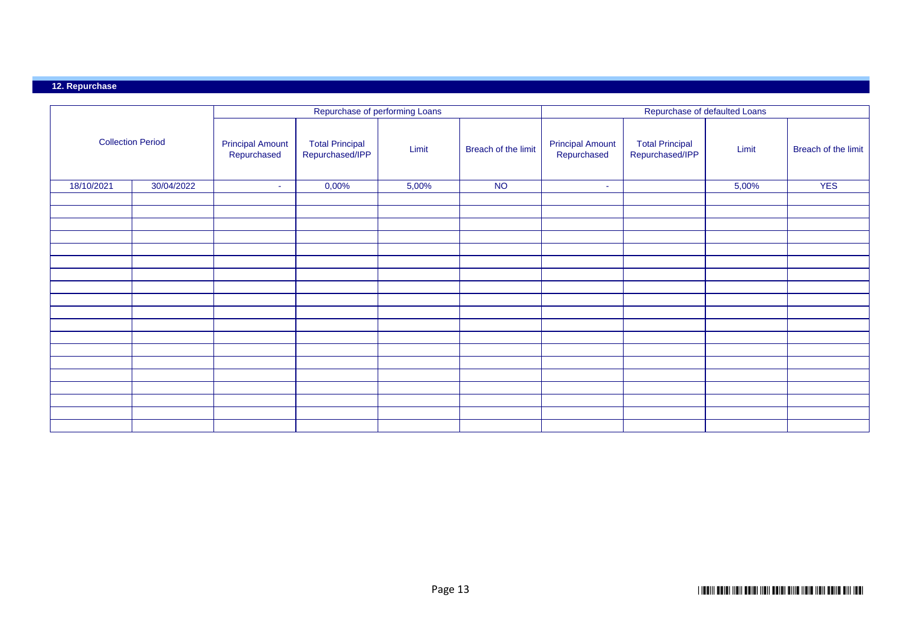## 12. Repurchase

| Collection Period | | Repurchase of performing Loans | | | | Repurchase of defaulted Loans | | | |
|---|---|---|---|---|---|---|---|---|---|
| | | Principal Amount Repurchased | Total Principal Repurchased/IPP | Limit | Breach of the limit | Principal Amount Repurchased | Total Principal Repurchased/IPP | Limit | Breach of the limit |
| 18/10/2021 | 30/04/2022 | - | 0,00% | 5,00% | NO | - | | 5,00% | YES |
| | | | | | | | | | |
| | | | | | | | | | |
| | | | | | | | | | |
| | | | | | | | | | |
| | | | | | | | | | |
| | | | | | | | | | |
| | | | | | | | | | |
| | | | | | | | | | |
| | | | | | | | | | |
| | | | | | | | | | |
| | | | | | | | | | |
| | | | | | | | | | |
| | | | | | | | | | |
| | | | | | | | | | |
| | | | | | | | | | |
| | | | | | | | | | |
| | | | | | | | | | |
| | | | | | | | | | |
| | | | | | | | | | |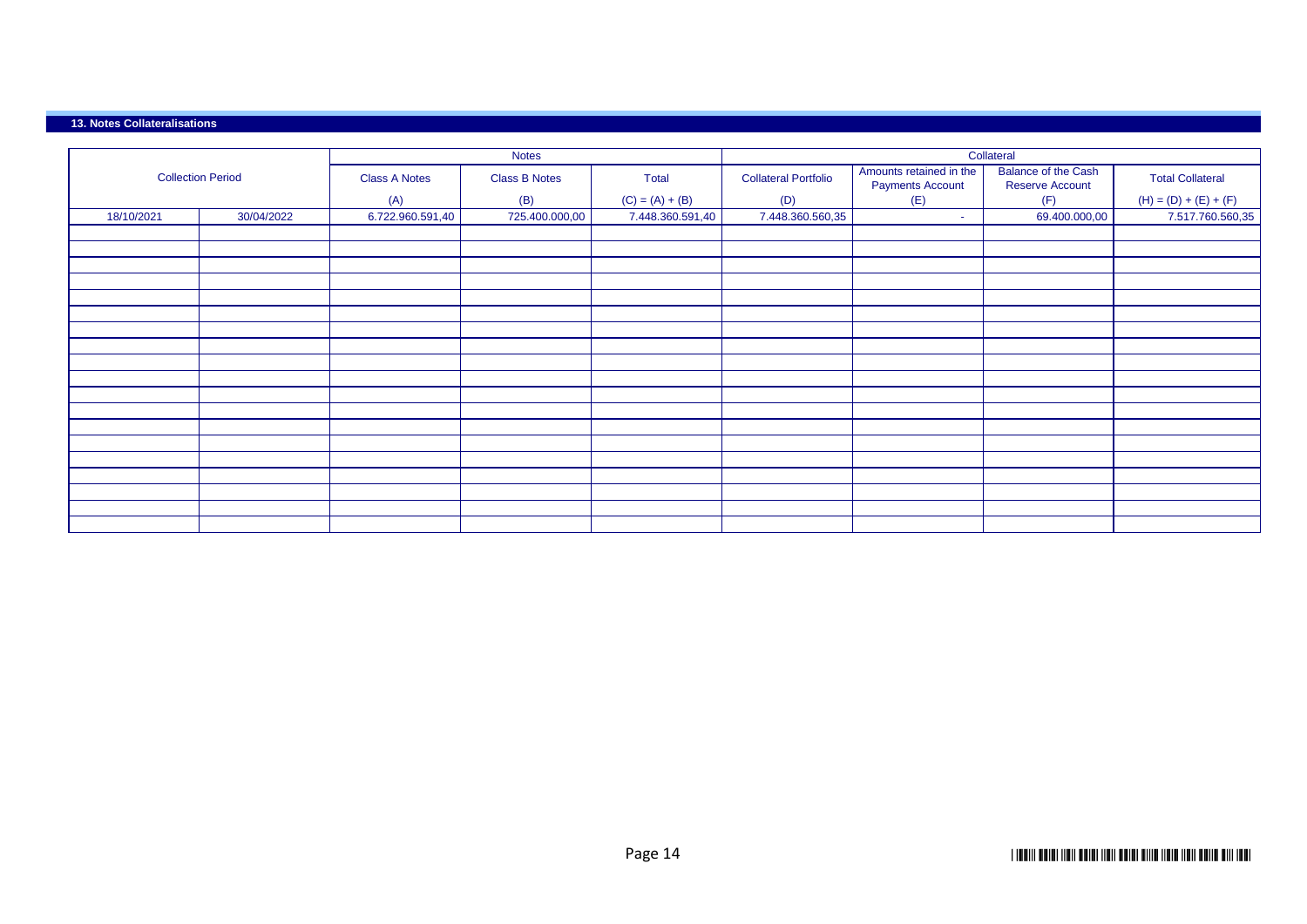## 13. Notes Collateralisations

| Collection Period | | Notes | | | Collateral | | | |
|---|---|---|---|---|---|---|---|---|
| | | Class A Notes (A) | Class B Notes (B) | Total (C) = (A) + (B) | Collateral Portfolio (D) | Amounts retained in the Payments Account (E) | Balance of the Cash Reserve Account (F) | Total Collateral (H) = (D) + (E) + (F) |
| 18/10/2021 | 30/04/2022 | 6.722.960.591,40 | 725.400.000,00 | 7.448.360.591,40 | 7.448.360.560,35 | - | 69.400.000,00 | 7.517.760.560,35 |
| | | | | | | | | |
| | | | | | | | | |
| | | | | | | | | |
| | | | | | | | | |
| | | | | | | | | |
| | | | | | | | | |
| | | | | | | | | |
| | | | | | | | | |
| | | | | | | | | |
| | | | | | | | | |
| | | | | | | | | |
| | | | | | | | | |
| | | | | | | | | |
| | | | | | | | | |
| | | | | | | | | |
| | | | | | | | | |
| | | | | | | | | |
| | | | | | | | | |
| | | | | | | | | |